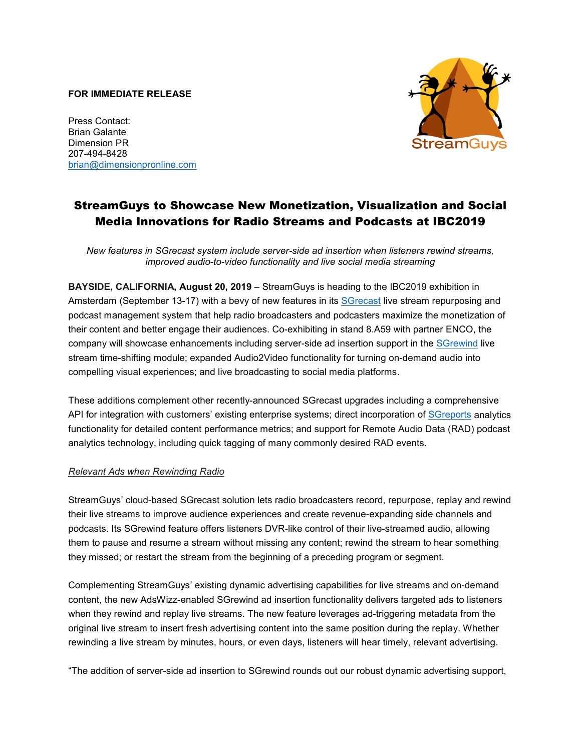**FOR IMMEDIATE RELEASE**

Press Contact:
Brian Galante
Dimension PR
207-494-8428
brian@dimensionpronline.com

# StreamGuys to Showcase New Monetization, Visualization and Social Media Innovations for Radio Streams and Podcasts at IBC2019

*New features in SGrecast system include server-side ad insertion when listeners rewind streams, improved audio-to-video functionality and live social media streaming*

**BAYSIDE, CALIFORNIA, August 20, 2019** – StreamGuys is heading to the IBC2019 exhibition in Amsterdam (September 13-17) with a bevy of new features in its SGrecast live stream repurposing and podcast management system that help radio broadcasters and podcasters maximize the monetization of their content and better engage their audiences. Co-exhibiting in stand 8.A59 with partner ENCO, the company will showcase enhancements including server-side ad insertion support in the SGrewind live stream time-shifting module; expanded Audio2Video functionality for turning on-demand audio into compelling visual experiences; and live broadcasting to social media platforms.

These additions complement other recently-announced SGrecast upgrades including a comprehensive API for integration with customers' existing enterprise systems; direct incorporation of SGreports analytics functionality for detailed content performance metrics; and support for Remote Audio Data (RAD) podcast analytics technology, including quick tagging of many commonly desired RAD events.

*Relevant Ads when Rewinding Radio*

StreamGuys' cloud-based SGrecast solution lets radio broadcasters record, repurpose, replay and rewind their live streams to improve audience experiences and create revenue-expanding side channels and podcasts. Its SGrewind feature offers listeners DVR-like control of their live-streamed audio, allowing them to pause and resume a stream without missing any content; rewind the stream to hear something they missed; or restart the stream from the beginning of a preceding program or segment.

Complementing StreamGuys' existing dynamic advertising capabilities for live streams and on-demand content, the new AdsWizz-enabled SGrewind ad insertion functionality delivers targeted ads to listeners when they rewind and replay live streams. The new feature leverages ad-triggering metadata from the original live stream to insert fresh advertising content into the same position during the replay. Whether rewinding a live stream by minutes, hours, or even days, listeners will hear timely, relevant advertising.

"The addition of server-side ad insertion to SGrewind rounds out our robust dynamic advertising support,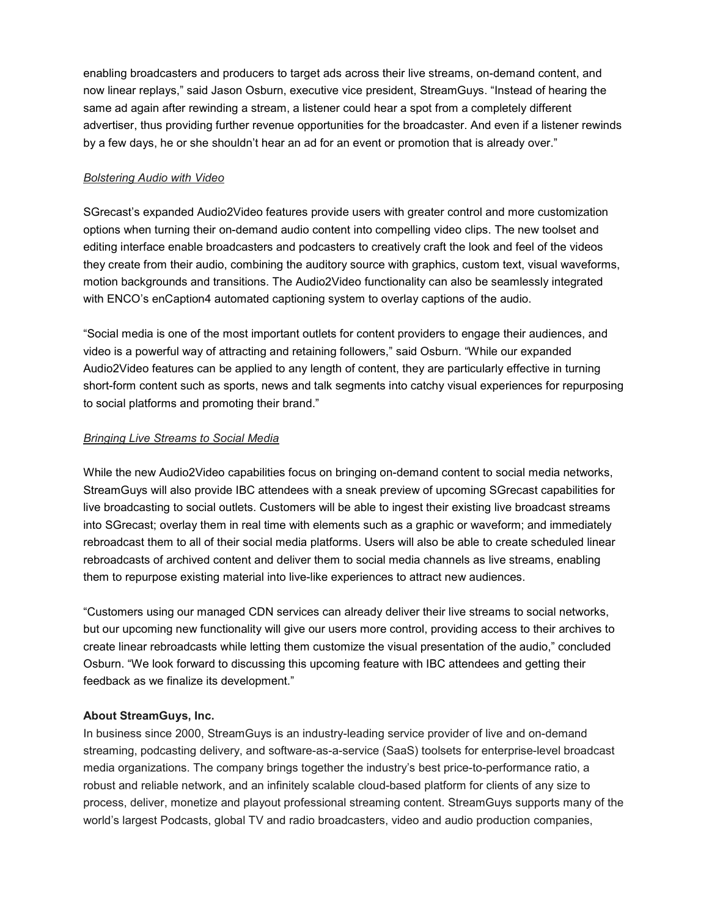enabling broadcasters and producers to target ads across their live streams, on-demand content, and now linear replays," said Jason Osburn, executive vice president, StreamGuys. "Instead of hearing the same ad again after rewinding a stream, a listener could hear a spot from a completely different advertiser, thus providing further revenue opportunities for the broadcaster. And even if a listener rewinds by a few days, he or she shouldn't hear an ad for an event or promotion that is already over."

*Bolstering Audio with Video*

SGrecast's expanded Audio2Video features provide users with greater control and more customization options when turning their on-demand audio content into compelling video clips. The new toolset and editing interface enable broadcasters and podcasters to creatively craft the look and feel of the videos they create from their audio, combining the auditory source with graphics, custom text, visual waveforms, motion backgrounds and transitions. The Audio2Video functionality can also be seamlessly integrated with ENCO's enCaption4 automated captioning system to overlay captions of the audio.

"Social media is one of the most important outlets for content providers to engage their audiences, and video is a powerful way of attracting and retaining followers," said Osburn. "While our expanded Audio2Video features can be applied to any length of content, they are particularly effective in turning short-form content such as sports, news and talk segments into catchy visual experiences for repurposing to social platforms and promoting their brand."

*Bringing Live Streams to Social Media*

While the new Audio2Video capabilities focus on bringing on-demand content to social media networks, StreamGuys will also provide IBC attendees with a sneak preview of upcoming SGrecast capabilities for live broadcasting to social outlets. Customers will be able to ingest their existing live broadcast streams into SGrecast; overlay them in real time with elements such as a graphic or waveform; and immediately rebroadcast them to all of their social media platforms. Users will also be able to create scheduled linear rebroadcasts of archived content and deliver them to social media channels as live streams, enabling them to repurpose existing material into live-like experiences to attract new audiences.

"Customers using our managed CDN services can already deliver their live streams to social networks, but our upcoming new functionality will give our users more control, providing access to their archives to create linear rebroadcasts while letting them customize the visual presentation of the audio," concluded Osburn. "We look forward to discussing this upcoming feature with IBC attendees and getting their feedback as we finalize its development."

**About StreamGuys, Inc.**

In business since 2000, StreamGuys is an industry-leading service provider of live and on-demand streaming, podcasting delivery, and software-as-a-service (SaaS) toolsets for enterprise-level broadcast media organizations. The company brings together the industry's best price-to-performance ratio, a robust and reliable network, and an infinitely scalable cloud-based platform for clients of any size to process, deliver, monetize and playout professional streaming content. StreamGuys supports many of the world's largest Podcasts, global TV and radio broadcasters, video and audio production companies,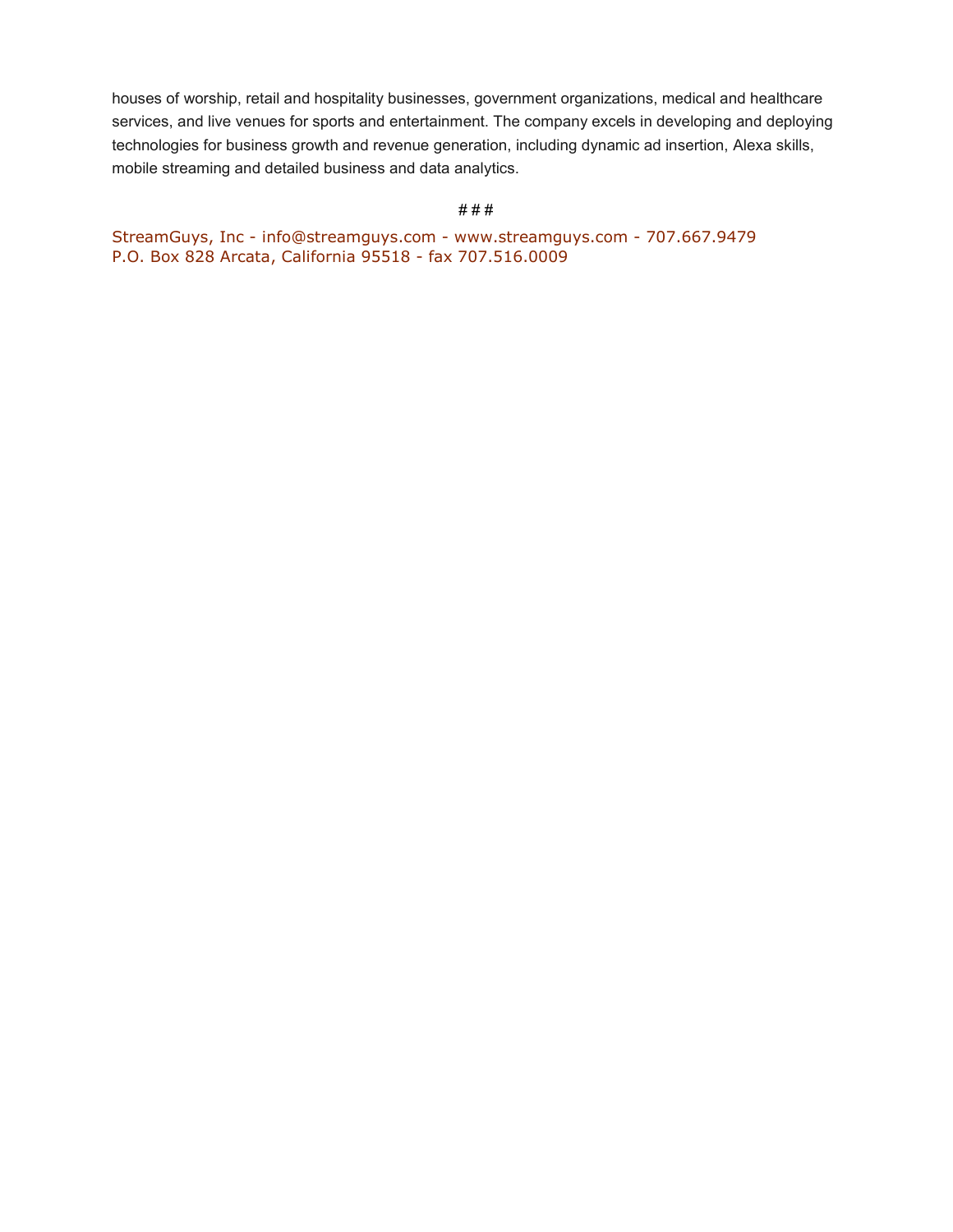houses of worship, retail and hospitality businesses, government organizations, medical and healthcare services, and live venues for sports and entertainment. The company excels in developing and deploying technologies for business growth and revenue generation, including dynamic ad insertion, Alexa skills, mobile streaming and detailed business and data analytics.

# # #

StreamGuys, Inc - info@streamguys.com - www.streamguys.com - 707.667.9479
P.O. Box 828 Arcata, California 95518 - fax 707.516.0009